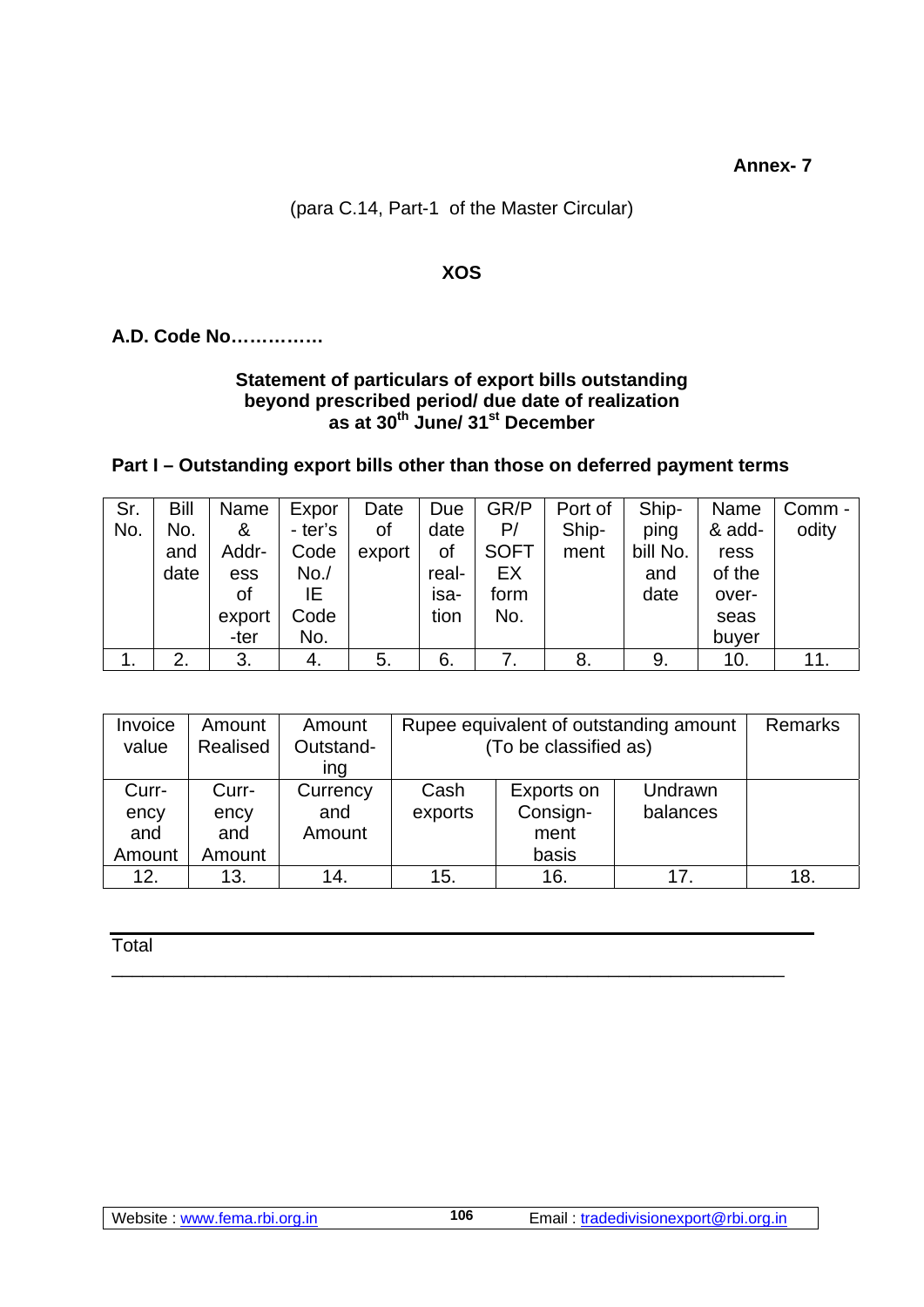**Annex- 7**

(para C.14, Part-1 of the Master Circular)

**XOS**

**A.D. Code No……………**

**Statement of particulars of export bills outstanding beyond prescribed period/ due date of realization as at 30th June/ 31st December**

**Part I – Outstanding export bills other than those on deferred payment terms**

| Sr. No. | Bill No. and date | Name & Address of exporter | Exporter's Code No./ IE Code No. | Date of export | Due date of realisation | GR/PP/ SOFTEX form No. | Port of Shipment | Shipping bill No. and date | Name & address of the overseas buyer | Commodity |
|---|---|---|---|---|---|---|---|---|---|---|
| 1. | 2. | 3. | 4. | 5. | 6. | 7. | 8. | 9. | 10. | 11. |

| Invoice value | Amount Realised | Amount Outstanding | Rupee equivalent of outstanding amount (To be classified as) | | | Remarks |
|---|---|---|---|---|---|---|
| Currency and Amount | Currency and Amount | Currency and Amount | Cash exports | Exports on Consignment basis | Undrawn balances | |
| 12. | 13. | 14. | 15. | 16. | 17. | 18. |

Total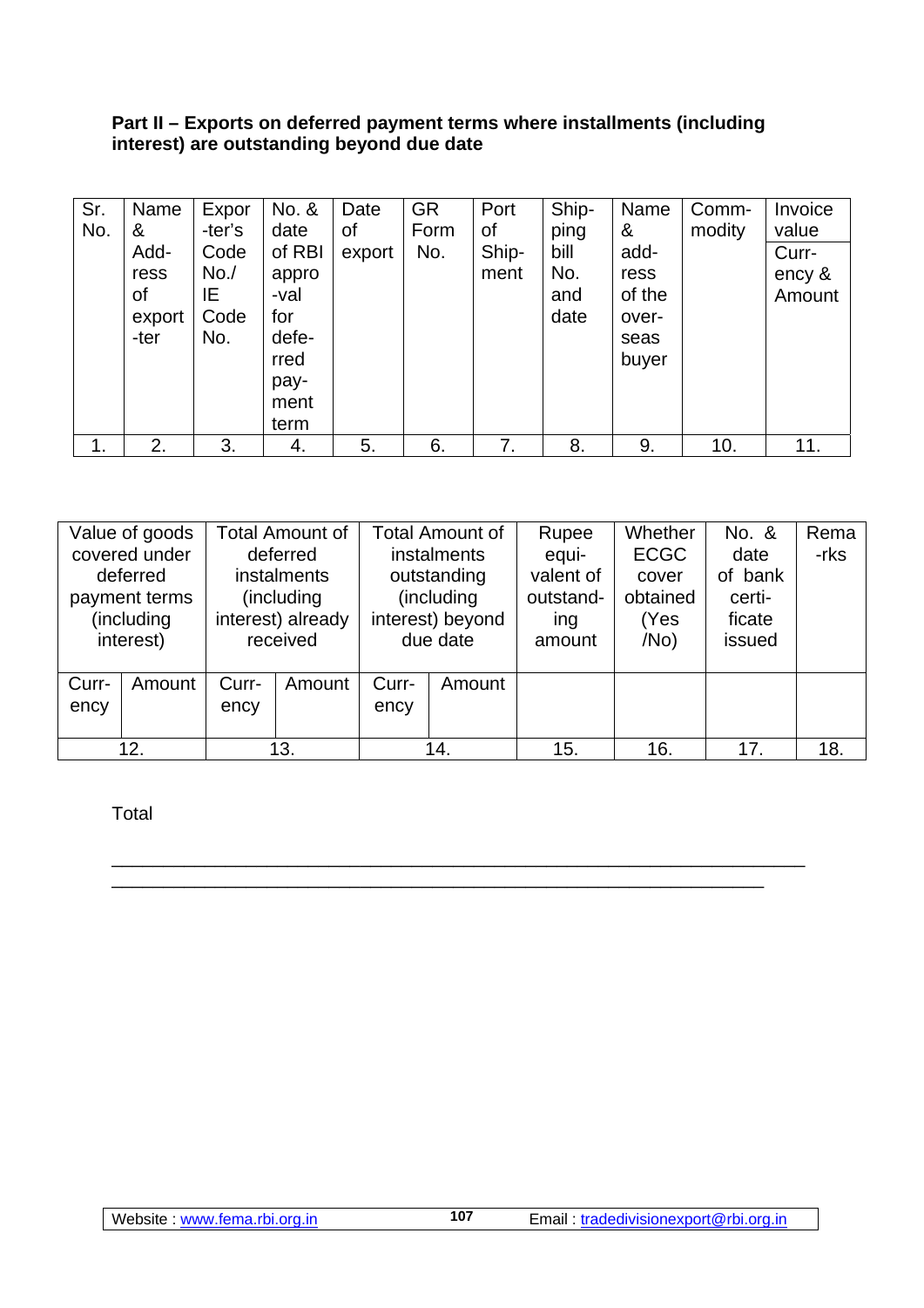**Part II – Exports on deferred payment terms where installments (including interest) are outstanding beyond due date**

| Sr. No. | Name & Address of exporter | Exporter's Code No./ IE Code No. | No. & date of RBI approval for deferred payment term | Date of export | GR Form No. | Port of Shipment | Shipping bill No. and date | Name & address of the overseas buyer | Commodity | Invoice value |
|---|---|---|---|---|---|---|---|---|---|---|
| | | | | | | | | | | Currency & Amount |
| 1. | 2. | 3. | 4. | 5. | 6. | 7. | 8. | 9. | 10. | 11. |

| Value of goods covered under deferred payment terms (including interest) | | Total Amount of deferred instalments (including interest) already received | | Total Amount of instalments outstanding (including interest) beyond due date | | Rupee equivalent of outstanding amount | Whether ECGC cover obtained (Yes /No) | No. & date of bank certificate issued | Remarks |
|---|---|---|---|---|---|---|---|---|---|
| Currency | Amount | Currency | Amount | Currency | Amount | | | | |
| 12. | | 13. | | 14. | | 15. | 16. | 17. | 18. |

Total

___________________________________________________________________

_______________________________________________________________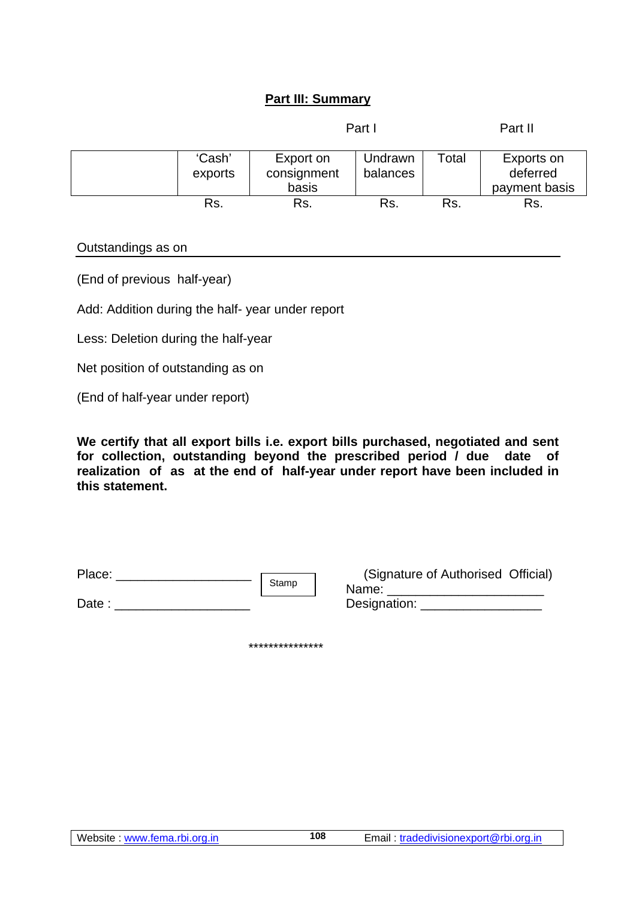## Part III: Summary

| | Part I | | | | Part II |
|---|---|---|---|---|---|
| | 'Cash' exports | Export on consignment basis | Undrawn balances | Total | Exports on deferred payment basis |
| | Rs. | Rs. | Rs. | Rs. | Rs. |
| Outstandings as on (End of previous half-year) | | | | | |
| Add: Addition during the half- year under report | | | | | |
| Less: Deletion during the half-year | | | | | |
| Net position of outstanding as on (End of half-year under report) | | | | | |

**We certify that all export bills i.e. export bills purchased, negotiated and sent for collection, outstanding beyond the prescribed period / due date of realization of as at the end of half-year under report have been included in this statement.**

Place: ___________________

Date : ___________________

Stamp

(Signature of Authorised Official)

Name: ______________________

Designation: _________________

***************

Website : www.fema.rbi.org.in

Email : tradedivisionexport@rbi.org.in